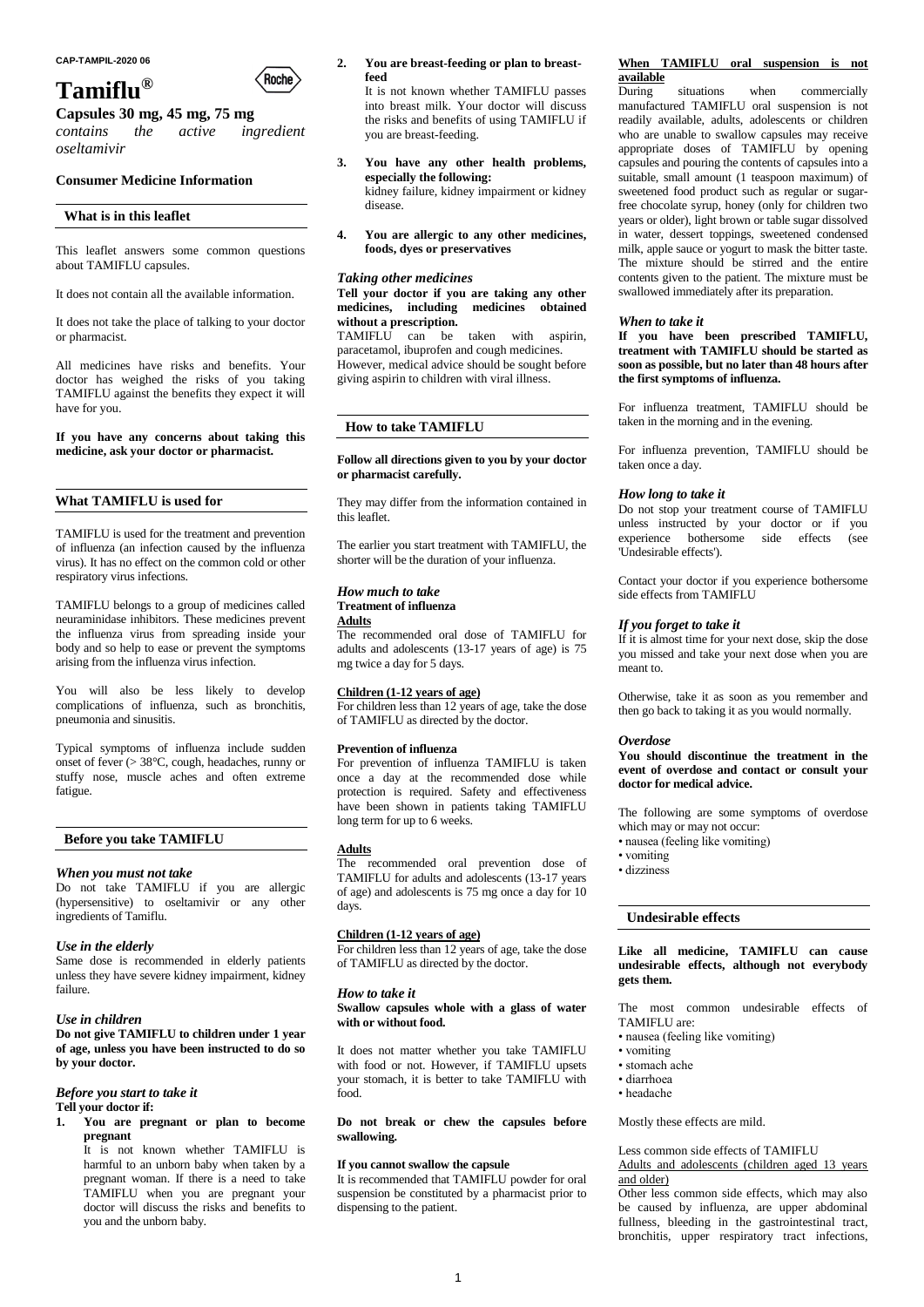CAP-TAMPIL-2020 06

# Tamiflu®

Roche

## Capsules 30 mg, 45 mg, 75 mg

*contains the active ingredient oseltamivir*

### Consumer Medicine Information

## What is in this leaflet

This leaflet answers some common questions about TAMIFLU capsules.

It does not contain all the available information.

It does not take the place of talking to your doctor or pharmacist.

All medicines have risks and benefits. Your doctor has weighed the risks of you taking TAMIFLU against the benefits they expect it will have for you.

**If you have any concerns about taking this medicine, ask your doctor or pharmacist.**

## What TAMIFLU is used for

TAMIFLU is used for the treatment and prevention of influenza (an infection caused by the influenza virus). It has no effect on the common cold or other respiratory virus infections.

TAMIFLU belongs to a group of medicines called neuraminidase inhibitors. These medicines prevent the influenza virus from spreading inside your body and so help to ease or prevent the symptoms arising from the influenza virus infection.

You will also be less likely to develop complications of influenza, such as bronchitis, pneumonia and sinusitis.

Typical symptoms of influenza include sudden onset of fever (> 38°C, cough, headaches, runny or stuffy nose, muscle aches and often extreme fatigue.

## Before you take TAMIFLU

### *When you must not take*

Do not take TAMIFLU if you are allergic (hypersensitive) to oseltamivir or any other ingredients of Tamiflu.

### *Use in the elderly*

Same dose is recommended in elderly patients unless they have severe kidney impairment, kidney failure.

### *Use in children*

**Do not give TAMIFLU to children under 1 year of age, unless you have been instructed to do so by your doctor.**

### *Before you start to take it*

**Tell your doctor if:**

1. **You are pregnant or plan to become pregnant**
   It is not known whether TAMIFLU is harmful to an unborn baby when taken by a pregnant woman. If there is a need to take TAMIFLU when you are pregnant your doctor will discuss the risks and benefits to you and the unborn baby.
2. **You are breast-feeding or plan to breast-feed**
   It is not known whether TAMIFLU passes into breast milk. Your doctor will discuss the risks and benefits of using TAMIFLU if you are breast-feeding.
3. **You have any other health problems, especially the following:**
   kidney failure, kidney impairment or kidney disease.
4. **You are allergic to any other medicines, foods, dyes or preservatives**

### *Taking other medicines*

**Tell your doctor if you are taking any other medicines, including medicines obtained without a prescription.**

TAMIFLU can be taken with aspirin, paracetamol, ibuprofen and cough medicines. However, medical advice should be sought before giving aspirin to children with viral illness.

## How to take TAMIFLU

**Follow all directions given to you by your doctor or pharmacist carefully.**

They may differ from the information contained in this leaflet.

The earlier you start treatment with TAMIFLU, the shorter will be the duration of your influenza.

### *How much to take*

**Treatment of influenza**

**Adults**

The recommended oral dose of TAMIFLU for adults and adolescents (13-17 years of age) is 75 mg twice a day for 5 days.

**Children (1-12 years of age)**

For children less than 12 years of age, take the dose of TAMIFLU as directed by the doctor.

**Prevention of influenza**

For prevention of influenza TAMIFLU is taken once a day at the recommended dose while protection is required. Safety and effectiveness have been shown in patients taking TAMIFLU long term for up to 6 weeks.

**Adults**

The recommended oral prevention dose of TAMIFLU for adults and adolescents (13-17 years of age) and adolescents is 75 mg once a day for 10 days.

**Children (1-12 years of age)**

For children less than 12 years of age, take the dose of TAMIFLU as directed by the doctor.

### *How to take it*

**Swallow capsules whole with a glass of water with or without food.**

It does not matter whether you take TAMIFLU with food or not. However, if TAMIFLU upsets your stomach, it is better to take TAMIFLU with food.

**Do not break or chew the capsules before swallowing.**

**If you cannot swallow the capsule**

It is recommended that TAMIFLU powder for oral suspension be constituted by a pharmacist prior to dispensing to the patient.

**When TAMIFLU oral suspension is not available**

During situations when commercially manufactured TAMIFLU oral suspension is not readily available, adults, adolescents or children who are unable to swallow capsules may receive appropriate doses of TAMIFLU by opening capsules and pouring the contents of capsules into a suitable, small amount (1 teaspoon maximum) of sweetened food product such as regular or sugar-free chocolate syrup, honey (only for children two years or older), light brown or table sugar dissolved in water, dessert toppings, sweetened condensed milk, apple sauce or yogurt to mask the bitter taste. The mixture should be stirred and the entire contents given to the patient. The mixture must be swallowed immediately after its preparation.

### *When to take it*

**If you have been prescribed TAMIFLU, treatment with TAMIFLU should be started as soon as possible, but no later than 48 hours after the first symptoms of influenza.**

For influenza treatment, TAMIFLU should be taken in the morning and in the evening.

For influenza prevention, TAMIFLU should be taken once a day.

### *How long to take it*

Do not stop your treatment course of TAMIFLU unless instructed by your doctor or if you experience bothersome side effects (see 'Undesirable effects').

Contact your doctor if you experience bothersome side effects from TAMIFLU

### *If you forget to take it*

If it is almost time for your next dose, skip the dose you missed and take your next dose when you are meant to.

Otherwise, take it as soon as you remember and then go back to taking it as you would normally.

### *Overdose*

**You should discontinue the treatment in the event of overdose and contact or consult your doctor for medical advice.**

The following are some symptoms of overdose which may or may not occur:

- nausea (feeling like vomiting)
- vomiting
- dizziness

## Undesirable effects

**Like all medicine, TAMIFLU can cause undesirable effects, although not everybody gets them.**

The most common undesirable effects of TAMIFLU are:

- nausea (feeling like vomiting)
- vomiting
- stomach ache
- diarrhoea
- headache

Mostly these effects are mild.

Less common side effects of TAMIFLU

Adults and adolescents (children aged 13 years and older)

Other less common side effects, which may also be caused by influenza, are upper abdominal fullness, bleeding in the gastrointestinal tract, bronchitis, upper respiratory tract infections,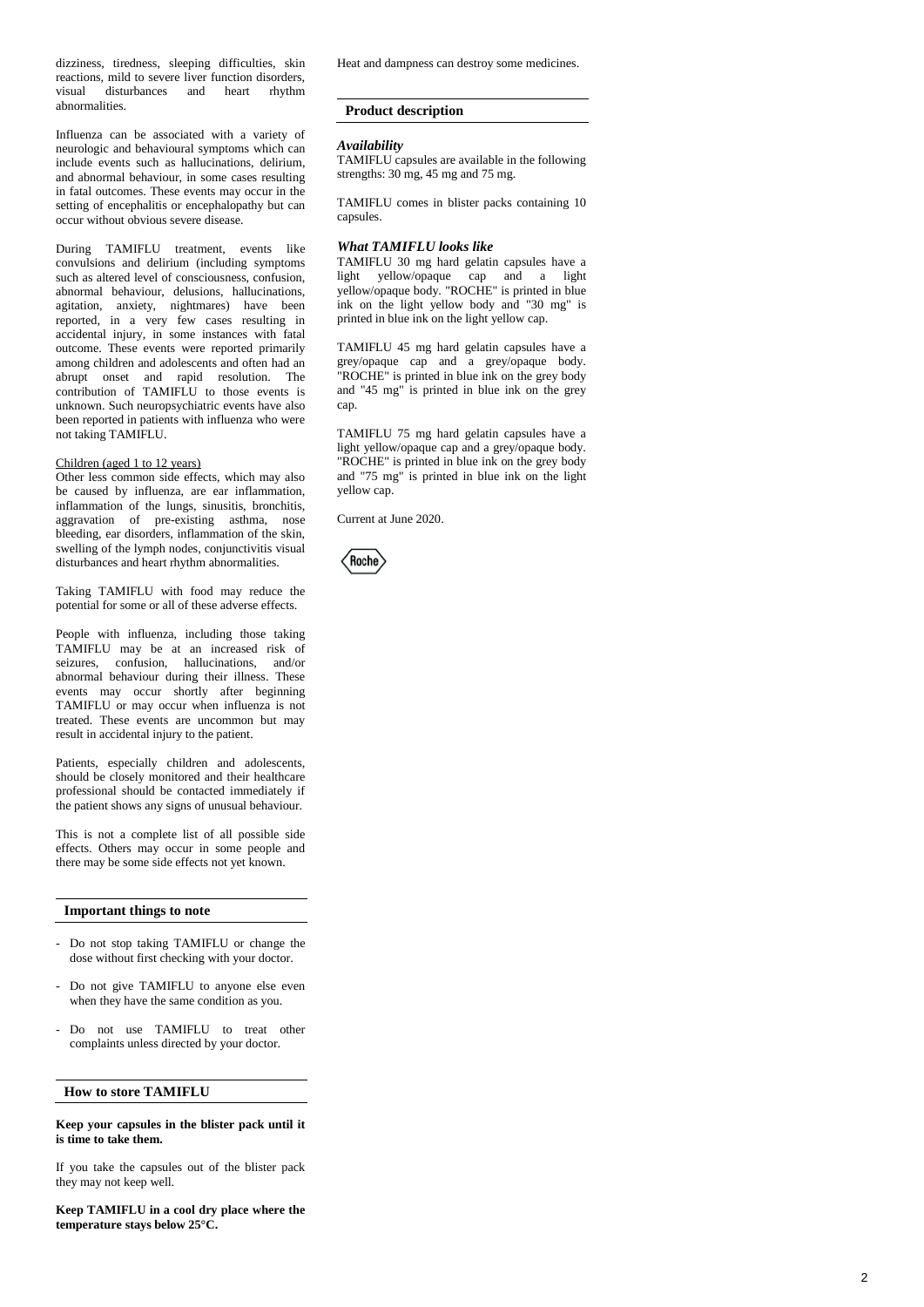dizziness, tiredness, sleeping difficulties, skin reactions, mild to severe liver function disorders, visual disturbances and heart rhythm abnormalities.

Influenza can be associated with a variety of neurologic and behavioural symptoms which can include events such as hallucinations, delirium, and abnormal behaviour, in some cases resulting in fatal outcomes. These events may occur in the setting of encephalitis or encephalopathy but can occur without obvious severe disease.

During TAMIFLU treatment, events like convulsions and delirium (including symptoms such as altered level of consciousness, confusion, abnormal behaviour, delusions, hallucinations, agitation, anxiety, nightmares) have been reported, in a very few cases resulting in accidental injury, in some instances with fatal outcome. These events were reported primarily among children and adolescents and often had an abrupt onset and rapid resolution. The contribution of TAMIFLU to those events is unknown. Such neuropsychiatric events have also been reported in patients with influenza who were not taking TAMIFLU.

Children (aged 1 to 12 years)

Other less common side effects, which may also be caused by influenza, are ear inflammation, inflammation of the lungs, sinusitis, bronchitis, aggravation of pre-existing asthma, nose bleeding, ear disorders, inflammation of the skin, swelling of the lymph nodes, conjunctivitis visual disturbances and heart rhythm abnormalities.

Taking TAMIFLU with food may reduce the potential for some or all of these adverse effects.

People with influenza, including those taking TAMIFLU may be at an increased risk of seizures, confusion, hallucinations, and/or abnormal behaviour during their illness. These events may occur shortly after beginning TAMIFLU or may occur when influenza is not treated. These events are uncommon but may result in accidental injury to the patient.

Patients, especially children and adolescents, should be closely monitored and their healthcare professional should be contacted immediately if the patient shows any signs of unusual behaviour.

This is not a complete list of all possible side effects. Others may occur in some people and there may be some side effects not yet known.

## Important things to note

- Do not stop taking TAMIFLU or change the dose without first checking with your doctor.
- Do not give TAMIFLU to anyone else even when they have the same condition as you.
- Do not use TAMIFLU to treat other complaints unless directed by your doctor.

## How to store TAMIFLU

**Keep your capsules in the blister pack until it is time to take them.**

If you take the capsules out of the blister pack they may not keep well.

**Keep TAMIFLU in a cool dry place where the temperature stays below 25°C.**

Heat and dampness can destroy some medicines.

## Product description

### *Availability*

TAMIFLU capsules are available in the following strengths: 30 mg, 45 mg and 75 mg.

TAMIFLU comes in blister packs containing 10 capsules.

### *What TAMIFLU looks like*

TAMIFLU 30 mg hard gelatin capsules have a light yellow/opaque cap and a light yellow/opaque body. "ROCHE" is printed in blue ink on the light yellow body and "30 mg" is printed in blue ink on the light yellow cap.

TAMIFLU 45 mg hard gelatin capsules have a grey/opaque cap and a grey/opaque body. "ROCHE" is printed in blue ink on the grey body and "45 mg" is printed in blue ink on the grey cap.

TAMIFLU 75 mg hard gelatin capsules have a light yellow/opaque cap and a grey/opaque body. "ROCHE" is printed in blue ink on the grey body and "75 mg" is printed in blue ink on the light yellow cap.

Current at June 2020.

Roche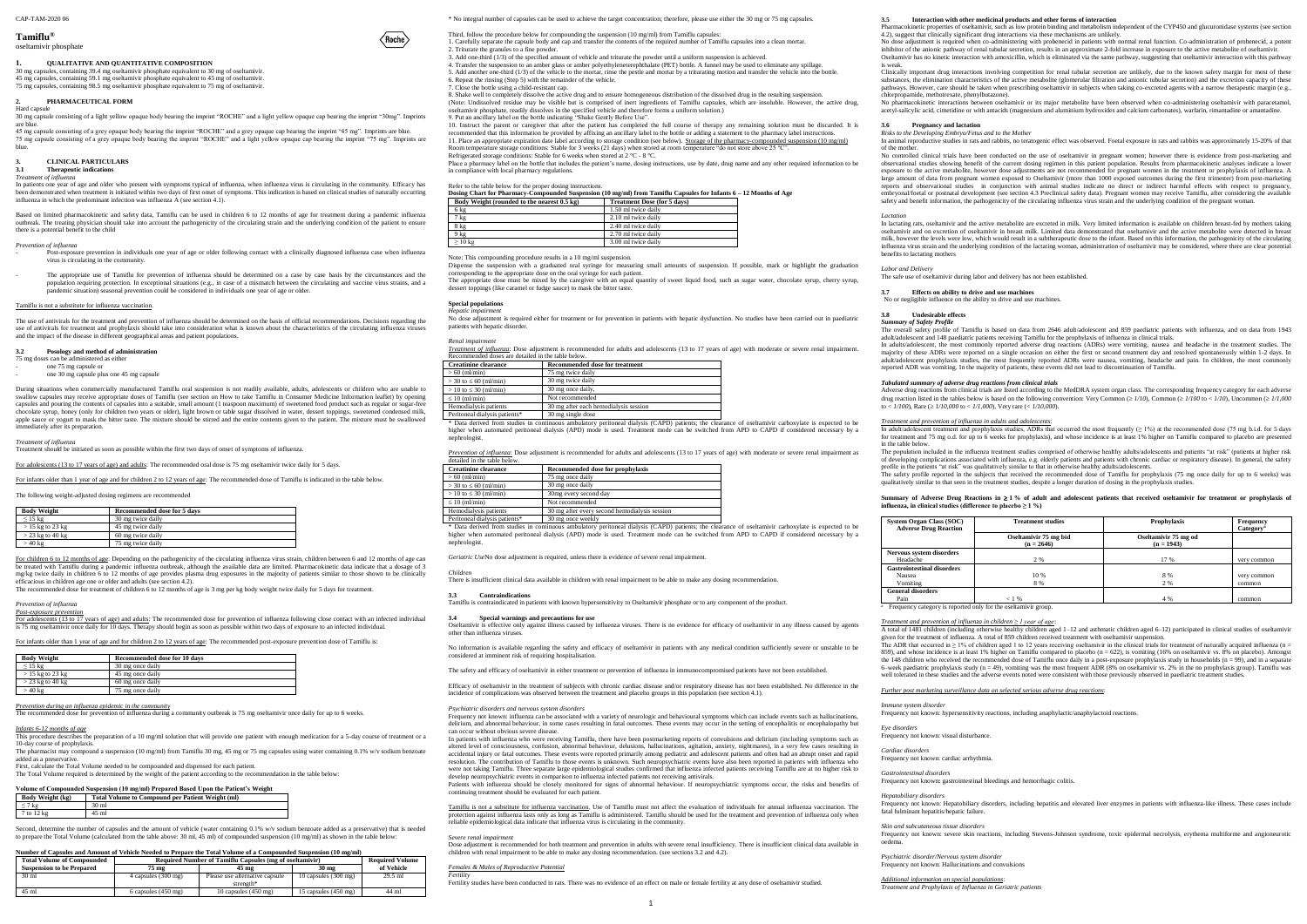# Tamiflu®

oseltamivir phosphate

## 1. QUALITATIVE AND QUANTITATIVE COMPOSITION

30 mg capsules, containing 39.4 mg oseltamivir phosphate equivalent to 30 mg of oseltamivir.
45 mg capsules, containing 59.1 mg oseltamivir phosphate equivalent to 45 mg of oseltamivir.
75 mg capsules, containing 98.5 mg oseltamivir phosphate equivalent to 75 mg of oseltamivir.

## 2. PHARMACEUTICAL FORM

Hard capsule

30 mg capsule consisting of a light yellow opaque body bearing the imprint "ROCHE" and a light yellow opaque cap bearing the imprint "30mg". Imprints are blue.

45 mg capsule consisting of a grey opaque body bearing the imprint "ROCHE" and a grey opaque cap bearing the imprint "45 mg". Imprints are blue.

75 mg capsule consisting of a grey opaque body bearing the imprint "ROCHE" and a light yellow opaque cap bearing the imprint "75 mg". Imprints are blue.

## 3. CLINICAL PARTICULARS

### 3.1 Therapeutic indications

*Treatment of influenza*

In patients one year of age and older who present with symptoms typical of influenza, when influenza virus is circulating in the community. Efficacy has been demonstrated when treatment is initiated within two days of first onset of symptoms. This indication is based on clinical studies of naturally occurring influenza in which the predominant infection was influenza A (see section 4.1).

Based on limited pharmacokinetic and safety data, Tamiflu can be used in children 6 to 12 months of age for treatment during a pandemic influenza outbreak. The treating physician should take into account the pathogenicity of the circulating strain and the underlying condition of the patient to ensure there is a potential benefit to the child

*Prevention of influenza*

- Post-exposure prevention in individuals one year of age or older following contact with a clinically diagnosed influenza case when influenza virus is circulating in the community.
- The appropriate use of Tamiflu for prevention of influenza should be determined on a case by case basis by the circumstances and the population requiring protection. In exceptional situations (e.g., in case of a mismatch between the circulating and vaccine virus strains, and a pandemic situation) seasonal prevention could be considered in individuals one year of age or older.

Tamiflu is not a substitute for influenza vaccination.

The use of antivirals for the treatment and prevention of influenza should be determined on the basis of official recommendations. Decisions regarding the use of antivirals for treatment and prophylaxis should take into consideration what is known about the characteristics of the circulating influenza viruses and the impact of the disease in different geographical areas and patient populations.

### 3.2 Posology and method of administration

75 mg doses can be administered as either

- one 75 mg capsule or
- one 30 mg capsule plus one 45 mg capsule

During situations when commercially manufactured Tamiflu oral suspension is not readily available, adults, adolescents or children who are unable to swallow capsules may receive appropriate doses of Tamiflu (see section on How to take Tamiflu in Consumer Medicine Information leaflet) by opening capsules and pouring the contents of capsules into a suitable, small amount (1 teaspoon maximum) of sweetened food product such as regular or sugar-free chocolate syrup, honey (only for children two years or older), light brown or table sugar dissolved in water, dessert toppings, sweetened condensed milk, apple sauce or yogurt to mask the bitter taste. The mixture should be stirred and the entire contents given to the patient. The mixture must be swallowed immediately after its preparation.

*Treatment of influenza*

Treatment should be initiated as soon as possible within the first two days of onset of symptoms of influenza.

For adolescents (13 to 17 years of age) and adults: The recommended oral dose is 75 mg oseltamivir twice daily for 5 days.

For infants older than 1 year of age and for children 2 to 12 years of age: The recommended dose of Tamiflu is indicated in the table below.

The following weight-adjusted dosing regimens are recommended

| Body Weight | Recommended dose for 5 days |
|---|---|
| ≤ 15 kg | 30 mg twice daily |
| > 15 kg to 23 kg | 45 mg twice daily |
| > 23 kg to 40 kg | 60 mg twice daily |
| > 40 kg | 75 mg twice daily |

For children 6 to 12 months of age: Depending on the pathogenicity of the circulating influenza virus strain, children between 6 and 12 months of age can be treated with Tamiflu during a pandemic influenza outbreak, although the available data are limited. Pharmacokinetic data indicate that a dosage of 3 mg/kg twice daily in children 6 to 12 months of age provides plasma drug exposures in the majority of patients similar to those shown to be clinically efficacious in children age one or older and adults (see section 4.2).

The recommended dose for treatment of children 6 to 12 months of age is 3 mg per kg body weight twice daily for 5 days for treatment.

*Prevention of influenza*

*Post-exposure prevention*

For adolescents (13 to 17 years of age) and adults: The recommended dose for prevention of influenza following close contact with an infected individual is 75 mg oseltamivir once daily for 10 days. Therapy should begin as soon as possible within two days of exposure to an infected individual.

For infants older than 1 year of age and for children 2 to 12 years of age: The recommended post-exposure prevention dose of Tamiflu is:

| Body Weight | Recommended dose for 10 days |
|---|---|
| ≤ 15 kg | 30 mg once daily |
| > 15 kg to 23 kg | 45 mg once daily |
| > 23 kg to 40 kg | 60 mg once daily |
| > 40 kg | 75 mg once daily |

*Prevention during an influenza epidemic in the community*

The recommended dose for prevention of influenza during a community outbreak is 75 mg oseltamivir once daily for up to 6 weeks.

*Infants 6-12 months of age*

This procedure describes the preparation of a 10 mg/ml solution that will provide one patient with enough medication for a 5-day course of treatment or a 10-day course of prophylaxis.

The pharmacist may compound a suspension (10 mg/ml) from Tamiflu 30 mg, 45 mg or 75 mg capsules using water containing 0.1% w/v sodium benzoate added as a preservative.

First, calculate the Total Volume needed to be compounded and dispensed for each patient.

The Total Volume required is determined by the weight of the patient according to the recommendation in the table below:

**Volume of Compounded Suspension (10 mg/ml) Prepared Based Upon the Patient's Weight**

| Body Weight (kg) | Total Volume to Compound per Patient Weight (ml) |
|---|---|
| ≤ 7 kg | 30 ml |
| 7 to 12 kg | 45 ml |

Second, determine the number of capsules and the amount of vehicle (water containing 0.1% w/v sodium benzoate added as a preservative) that is needed to prepare the Total Volume (calculated from the table above: 30 ml, 45 ml) of compounded suspension (10 mg/ml) as shown in the table below:

**Number of Capsules and Amount of Vehicle Needed to Prepare the Total Volume of a Compounded Suspension (10 mg/ml)**

| Total Volume of Compounded Suspension to be Prepared | Required Number of Tamiflu Capsules (mg of oseltamivir) | | | Required Volume of Vehicle |
|---|---|---|---|---|
| | 75 mg | 45 mg | 30 mg | |
| 30 ml | 4 capsules (300 mg) | Please use alternative capsule strength* | 10 capsules (300 mg) | 29.5 ml |
| 45 ml | 6 capsules (450 mg) | 10 capsules (450 mg) | 15 capsules (450 mg) | 44 ml |

* No integral number of capsules can be used to achieve the target concentration; therefore, please use either the 30 mg or 75 mg capsules.

Third, follow the procedure below for compounding the suspension (10 mg/ml) from Tamiflu capsules:

1. Carefully separate the capsule body and cap and transfer the contents of the required number of Tamiflu capsules into a clean mortar.
2. Triturate the granules to a fine powder.
3. Add one-third (1/3) of the specified amount of vehicle and triturate the powder until a uniform suspension is achieved.
4. Transfer the suspension to an amber glass or amber polyethyleneterephthalate (PET) bottle. A funnel may be used to eliminate any spillage.
5. Add another one-third (1/3) of the vehicle to the mortar, rinse the pestle and mortar by a triturating motion and transfer the vehicle into the bottle.
6. Repeat the rinsing (Step 5) with the remainder of the vehicle.
7. Close the bottle using a child-resistant cap.
8. Shake well to completely dissolve the active drug and to ensure homogeneous distribution of the dissolved drug in the resulting suspension.
(Note: Undissolved residue may be visible but is comprised of inert ingredients of Tamiflu capsules, which are insoluble. However, the active drug, oseltamivir phosphate, readily dissolves in the specified vehicle and therefore forms a uniform solution.)
9. Put an ancillary label on the bottle indicating "Shake Gently Before Use".
10. Instruct the parent or caregiver that after the patient has completed the full course of therapy any remaining solution must be discarded. It is recommended that this information be provided by affixing an ancillary label to the bottle or adding a statement to the pharmacy label instructions.
11. Place an appropriate expiration date label according to storage condition (see below). Storage of the pharmacy-compounded suspension (10 mg/ml)
Room temperature storage conditions: Stable for 3 weeks (21 days) when stored at room temperature "do not store above 25 ºC".
Refrigerated storage conditions: Stable for 6 weeks when stored at 2 ºC - 8 ºC.

Place a pharmacy label on the bottle that includes the patient's name, dosing instructions, use by date, drug name and any other required information to be in compliance with local pharmacy regulations.

Refer to the table below for the proper dosing instructions.

**Dosing Chart for Pharmacy-Compounded Suspension (10 mg/ml) from Tamiflu Capsules for Infants 6 – 12 Months of Age**

| Body Weight (rounded to the nearest 0.5 kg) | Treatment Dose (for 5 days) |
|---|---|
| 6 kg | 1.50 ml twice daily |
| 7 kg | 2.10 ml twice daily |
| 8 kg | 2.40 ml twice daily |
| 9 kg | 2.70 ml twice daily |
| ≥ 10 kg | 3.00 ml twice daily |

Note: This compounding procedure results in a 10 mg/ml suspension.

Dispense the suspension with a graduated oral syringe for measuring small amounts of suspension. If possible, mark or highlight the graduation corresponding to the appropriate dose on the oral syringe for each patient.

The appropriate dose must be mixed by the caregiver with an equal quantity of sweet liquid food, such as sugar water, chocolate syrup, cherry syrup, dessert toppings (like caramel or fudge sauce) to mask the bitter taste.

**Special populations**

*Hepatic impairment*

No dose adjustment is required either for treatment or for prevention in patients with hepatic dysfunction. No studies have been carried out in paediatric patients with hepatic disorder.

*Renal impairment*

Treatment of influenza: Dose adjustment is recommended for adults and adolescents (13 to 17 years of age) with moderate or severe renal impairment. Recommended doses are detailed in the table below.

| Creatinine clearance | Recommended dose for treatment |
|---|---|
| > 60 (ml/min) | 75 mg twice daily |
| > 30 to ≤ 60 (ml/min) | 30 mg twice daily |
| > 10 to ≤ 30 (ml/min) | 30 mg once daily. |
| ≤ 10 (ml/min) | Not recommended |
| Hemodialysis patients | 30 mg after each hemodialysis session |
| Peritoneal dialysis patients* | 30 mg single dose |

* Data derived from studies in continuous ambulatory peritoneal dialysis (CAPD) patients; the clearance of oseltamivir carboxylate is expected to be higher when automated peritoneal dialysis (APD) mode is used. Treatment mode can be switched from APD to CAPD if considered necessary by a nephrologist.

Prevention of influenza: Dose adjustment is recommended for adults and adolescents (13 to 17 years of age) with moderate or severe renal impairment as detailed in the table below.

| Creatinine clearance | Recommended dose for prophylaxis |
|---|---|
| > 60 (ml/min) | 75 mg once daily |
| > 30 to ≤ 60 (ml/min) | 30 mg once daily |
| > 10 to ≤ 30 (ml/min) | 30mg every second day |
| ≤ 10 (ml/min) | Not recommended |
| Hemodialysis patients | 30 mg after every second hemodialysis session |
| Peritoneal dialysis patients* | 30 mg once weekly |

* Data derived from studies in continuous ambulatory peritoneal dialysis (CAPD) patients; the clearance of oseltamivir carboxylate is expected to be higher when automated peritoneal dialysis (APD) mode is used. Treatment mode can be switched from APD to CAPD if considered necessary by a nephrologist.

*Geriatric Use*No dose adjustment is required, unless there is evidence of severe renal impairment.

*Children*

There is insufficient clinical data available in children with renal impairment to be able to make any dosing recommendation.

### 3.3 Contraindications

Tamiflu is contraindicated in patients with known hypersensitivity to Oseltamivir phosphate or to any component of the product.

### 3.4 Special warnings and precautions for use

Oseltamivir is effective only against illness caused by influenza viruses. There is no evidence for efficacy of oseltamivir in any illness caused by agents other than influenza viruses.

No information is available regarding the safety and efficacy of oseltamivir in patients with any medical condition sufficiently severe or unstable to be considered at imminent risk of requiring hospitalisation.

The safety and efficacy of oseltamivir in either treatment or prevention of influenza in immunocompromised patients have not been established.

Efficacy of oseltamivir in the treatment of subjects with chronic cardiac disease and/or respiratory disease has not been established. No difference in the incidence of complications was observed between the treatment and placebo groups in this population (see section 4.1).

*Psychiatric disorders and nervous system disorders*

Frequency not known: influenza can be associated with a variety of neurologic and behavioural symptoms which can include events such as hallucinations, delirium, and abnormal behaviour, in some cases resulting in fatal outcomes. These events may occur in the setting of encephalitis or encephalopathy but can occur without obvious severe disease.

In patients with influenza who were receiving Tamiflu, there have been postmarketing reports of convulsions and delirium (including symptoms such as altered level of consciousness, confusion, abnormal behaviour, delusions, hallucinations, agitation, anxiety, nightmares), in a very few cases resulting in accidental injury or fatal outcomes. These events were reported primarily among pediatric and adolescent patients and often had an abrupt onset and rapid resolution. The contribution of Tamiflu to those events is unknown. Such neuropsychiatric events have also been reported in patients with influenza who were not taking Tamiflu. Three separate large epidemiological studies confirmed that influenza infected patients receiving Tamiflu are at no higher risk to develop neuropsychiatric events in comparison to influenza infected patients not receiving antivirals.

Patients with influenza should be closely monitored for signs of abnormal behaviour. If neuropsychiatric symptoms occur, the risks and benefits of continuing treatment should be evaluated for each patient.

Tamiflu is not a substitute for influenza vaccination. Use of Tamiflu must not affect the evaluation of individuals for annual influenza vaccination. The protection against influenza lasts only as long as Tamiflu is administered. Tamiflu should be used for the treatment and prevention of influenza only when reliable epidemiological data indicate that influenza virus is circulating in the community.

*Severe renal impairment*

Dose adjustment is recommended for both treatment and prevention in adults with severe renal insufficiency. There is insufficient clinical data available in children with renal impairment to be able to make any dosing recommendation. (see sections 3.2 and 4.2).

*Females & Males of Reproductive Potential*

*Fertility*

Fertility studies have been conducted in rats. There was no evidence of an effect on male or female fertility at any dose of oseltamivir studied.

### 3.5 Interaction with other medicinal products and other forms of interaction

Pharmacokinetic properties of oseltamivir, such as low protein binding and metabolism independent of the CYP450 and glucuronidase systems (see section 4.2), suggest that clinically significant drug interactions via these mechanisms are unlikely.

No dose adjustment is required when co-administering with probenecid in patients with normal renal function. Co-administration of probenecid, a potent inhibitor of the anionic pathway of renal tubular secretion, results in an approximate 2-fold increase in exposure to the active metabolite of oseltamivir.

Oseltamivir has no kinetic interaction with amoxicillin, which is eliminated via the same pathway, suggesting that oseltamivir interaction with this pathway is weak.

Clinically important drug interactions involving competition for renal tubular secretion are unlikely, due to the known safety margin for most of these substances, the elimination characteristics of the active metabolite (glomerular filtration and anionic tubular secretion) and the excretion capacity of these pathways. However, care should be taken when prescribing oseltamivir in subjects when taking co-excreted agents with a narrow therapeutic margin (e.g., chlorpropamide, methotrexate, phenylbutazone).

No pharmacokinetic interactions between oseltamivir or its major metabolite have been observed when co-administering oseltamivir with paracetamol, acetyl-salicylic acid, cimetidine or with antacids (magnesium and aluminium hydroxides and calcium carbonates), warfarin, rimantadine or amantadine.

### 3.6 Pregnancy and lactation

*Risks to the Developing Embryo/Fetus and to the Mother*

In animal reproductive studies in rats and rabbits, no teratogenic effect was observed. Foetal exposure in rats and rabbits was approximately 15-20% of that of the mother.

No controlled clinical trials have been conducted on the use of oseltamivir in pregnant women; however there is evidence from post-marketing and observational studies showing benefit of the current dosing regimen in this patient population. Results from pharmacokinetic analyses indicate a lower exposure to the active metabolite, however dose adjustments are not recommended for pregnant women in the treatment or prophylaxis of influenza. A large amount of data from pregnant women exposed to Oseltamivir (more than 1000 exposed outcomes during the first trimester) from post-marketing reports and observational studies in conjunction with animal studies indicate no direct or indirect harmful effects with respect to pregnancy, embryonal/foetal or postnatal development (see section 4.3 Preclinical safety data). Pregnant women may receive Tamiflu, after considering the available safety and benefit information, the pathogenicity of the circulating influenza virus strain and the underlying condition of the pregnant woman.

*Lactation*

In lactating rats, oseltamivir and the active metabolite are excreted in milk. Very limited information is available on children breast-fed by mothers taking oseltamivir and on excretion of oseltamivir in breast milk. Limited data demonstrated that oseltamivir and the active metabolite were detected in breast milk, however the levels were low, which would result in a subtherapeutic dose to the infant. Based on this information, the pathogenicity of the circulating influenza virus strain and the underlying condition of the lactating woman, administration of oseltamivir may be considered, where there are clear potential benefits to lactating mothers

*Labor and Delivery*

The safe use of oseltamivir during labor and delivery has not been established.

### 3.7 Effects on ability to drive and use machines

No or negligible influence on the ability to drive and use machines.

### 3.8 Undesirable effects

***Summary of Safety Profile***

The overall safety profile of Tamiflu is based on data from 2646 adult/adolescent and 859 paediatric patients with influenza, and on data from 1943 adult/adolescent and 148 paediatric patients receiving Tamiflu for the prophylaxis of influenza in clinical trials.

In adults/adolescent, the most commonly reported adverse drug reactions (ADRs) were vomiting, nausea and headache in the treatment studies. The majority of these ADRs were reported on a single occasion on either the first or second treatment day and resolved spontaneously within 1-2 days. In adult/adolescent prophylaxis studies, the most frequently reported ADRs were nausea, vomiting, headache and pain. In children, the most commonly reported ADR was vomiting. In the majority of patients, these events did not lead to discontinuation of Tamiflu.

***Tabulated summary of adverse drug reactions from clinical trials***

Adverse drug reactions from clinical trials are listed according to the MedDRA system organ class. The corresponding frequency category for each adverse drug reaction listed in the tables below is based on the following convention: Very Common (≥ 1/10), Common (≥ 1/100 to < 1/10), Uncommon (≥ 1/1,000 to < 1/100), Rare (≥ 1/10,000 to < 1/1,000), Very rare (< 1/10,000).

*Treatment and prevention of influenza in adults and adolescents:*

In adult/adolescent treatment and prophylaxis studies, ADRs that occurred the most frequently (≥ 1%) at the recommended dose (75 mg b.i.d. for 5 days for treatment and 75 mg o.d. for up to 6 weeks for prophylaxis), and whose incidence is at least 1% higher on Tamiflu compared to placebo are presented in the table below.

The population included in the influenza treatment studies comprised of otherwise healthy adults/adolescents and patients "at risk" (patients at higher risk of developing complications associated with influenza, e.g. elderly patients and patients with chronic cardiac or respiratory disease). In general, the safety profile in the patients "at risk" was qualitatively similar to that in otherwise healthy adults/adolescents.

The safety profile reported in the subjects that received the recommended dose of Tamiflu for prophylaxis (75 mg once daily for up to 6 weeks) was qualitatively similar to that seen in the treatment studies, despite a longer duration of dosing in the prophylaxis studies.

**Summary of Adverse Drug Reactions in ≥ 1 % of adult and adolescent patients that received oseltamivir for treatment or prophylaxis of influenza, in clinical studies (difference to placebo ≥ 1 %)**

| System Organ Class (SOC) Adverse Drug Reaction | Treatment studies | Prophylaxis | Frequency Category[a] |
|---|---|---|---|
| | Oseltamivir 75 mg bid (n = 2646) | Oseltamivir 75 mg od (n = 1943) | |
| **Nervous system disorders** | | | |
| Headache | 2 % | 17 % | very common |
| **Gastrointestinal disorders** | | | |
| Nausea | 10 % | 8 % | very common |
| Vomiting | 8 % | 2 % | common |
| **General disorders** | | | |
| Pain | < 1 % | 4 % | common |

[a] Frequency category is reported only for the oseltamivir group.

*Treatment and prevention of influenza in children ≥ 1 year of age:*

A total of 1481 children (including otherwise healthy children aged 1–12 and asthmatic children aged 6–12) participated in clinical studies of oseltamivir given for the treatment of influenza. A total of 859 children received treatment with oseltamivir suspension.

The ADR that occurred in ≥ 1% of children aged 1 to 12 years receiving oseltamivir in the clinical trials for treatment of naturally acquired influenza (n = 859), and whose incidence is at least 1% higher on Tamiflu compared to placebo (n = 622), is vomiting (16% on oseltamivir vs. 8% on placebo). Amongst the 148 children who received the recommended dose of Tamiflu once daily in a post-exposure prophylaxis study in households (n = 99), and in a separate 6–week paediatric prophylaxis study (n = 49), vomiting was the most frequent ADR (8% on oseltamivir vs. 2% in the no prophylaxis group). Tamiflu was well tolerated in these studies and the adverse events noted were consistent with those previously observed in paediatric treatment studies.

*Further post marketing surveillance data on selected serious adverse drug reactions:*

*Immune system disorder*

Frequency not known: hypersensitivity reactions, including anaphylactic/anaphylactoid reactions.

*Eye disorders*

Frequency not known: visual disturbance.

*Cardiac disorders*

Frequency not known: cardiac arrhythmia.

*Gastrointestinal disorders*

Frequency not known: gastrointestinal bleedings and hemorrhagic colitis.

*Hepatobiliary disorders*

Frequency not known: Hepatobiliary disorders, including hepatitis and elevated liver enzymes in patients with influenza-like illness. These cases include fatal fulminant hepatitis/hepatic failure.

*Skin and subcutaneous tissue disorders*

Frequency not known: severe skin reactions, including Stevens-Johnson syndrome, toxic epidermal necrolysis, erythema multiforme and angioneurotic oedema.

*Psychiatric disorder/Nervous system disorder*

Frequency not known: Hallucinations and convulsions

*Additional information on special populations:*

*Treatment and Prophylaxis of Influenza in Geriatric patients*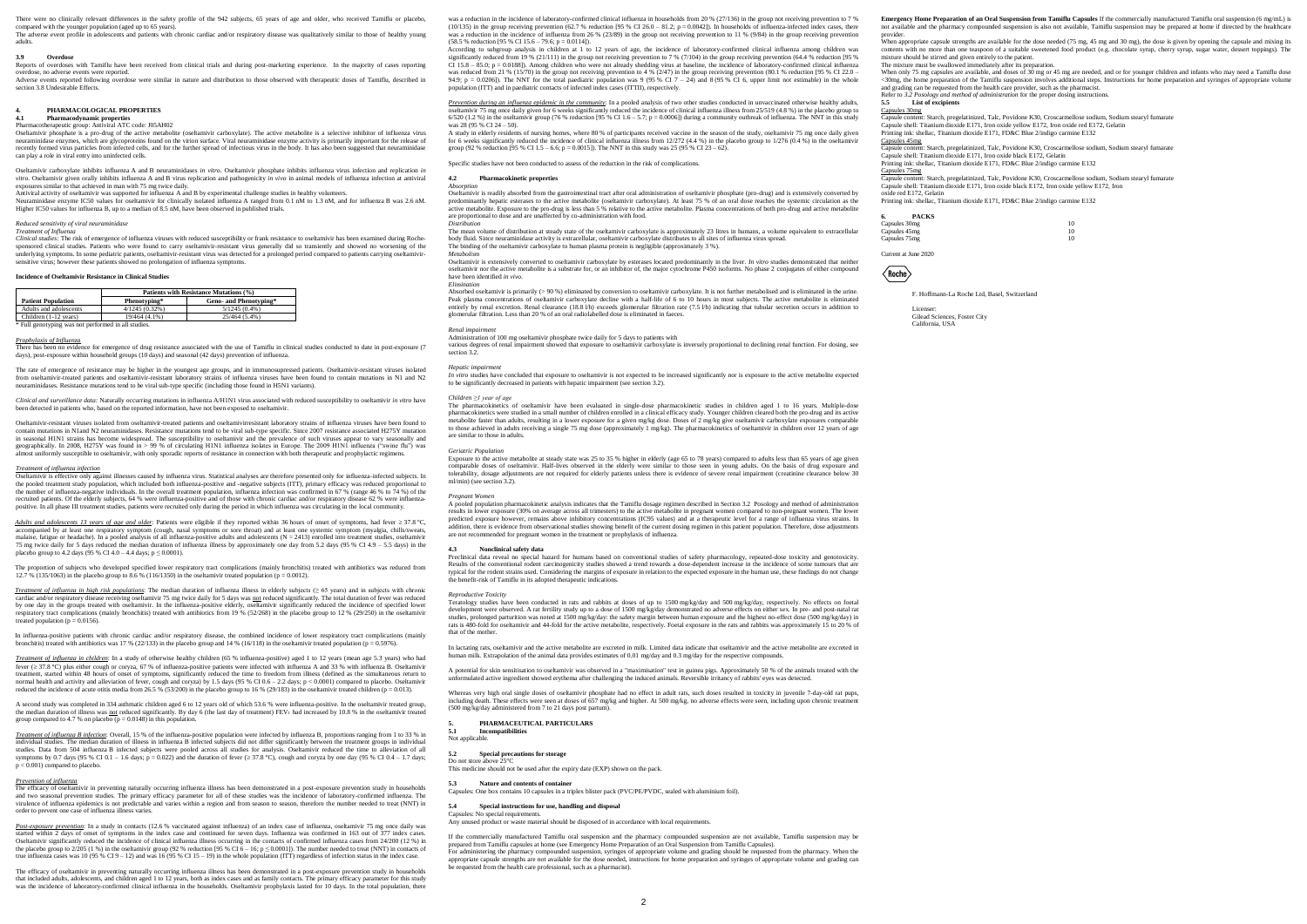There were no clinically relevant differences in the safety profile of the 942 subjects, 65 years of age and older, who received Tamiflu or placebo, compared with the younger population (aged up to 65 years).

The adverse event profile in adolescents and patients with chronic cardiac and/or respiratory disease was qualitatively similar to those of healthy young adults.

### 3.9 Overdose

Reports of overdoses with Tamiflu have been received from clinical trials and during post-marketing experience. In the majority of cases reporting overdose, no adverse events were reported.

Adverse events reported following overdose were similar in nature and distribution to those observed with therapeutic doses of Tamiflu, described in section 3.8 Undesirable Effects.

## 4. PHARMACOLOGICAL PROPERTIES

### 4.1 Pharmacodynamic properties

Pharmacotherapeutic group: Antiviral ATC code: J05AH02

Oseltamivir phosphate is a pro-drug of the active metabolite (oseltamivir carboxylate). The active metabolite is a selective inhibitor of influenza virus neuraminidase enzymes, which are glycoproteins found on the virion surface. Viral neuraminidase enzyme activity is primarily important for the release of recently formed virus particles from infected cells, and for the further spread of infectious virus in the body. It has also been suggested that neuraminidase can play a role in viral entry into uninfected cells.

Oseltamivir carboxylate inhibits influenza A and B neuraminidases *in vitro*. Oseltamivir phosphate inhibits influenza virus infection and replication *in vitro*. Oseltamivir given orally inhibits influenza A and B virus replication and pathogenicity *in vivo* in animal models of influenza infection at antiviral exposures similar to that achieved in man with 75 mg twice daily.

Antiviral activity of oseltamivir was supported for influenza A and B by experimental challenge studies in healthy volunteers.

Neuraminidase enzyme IC50 values for oseltamivir for clinically isolated influenza A ranged from 0.1 nM to 1.3 nM, and for influenza B was 2.6 nM. Higher IC50 values for influenza B, up to a median of 8.5 nM, have been observed in published trials.

*Reduced sensitivity of viral neuraminidase*

*Treatment of Influenza*

*Clinical studies*: The risk of emergence of influenza viruses with reduced susceptibility or frank resistance to oseltamivir has been examined during Roche-sponsored clinical studies. Patients who were found to carry oseltamivir-resistant virus generally did so transiently and showed no worsening of the underlying symptoms. In some paediatric patients, oseltamivir-resistant virus was detected for a prolonged period compared to patients carrying oseltamivir-sensitive virus; however these patients showed no prolongation of influenza symptoms.

**Incidence of Oseltamivir Resistance in Clinical Studies**

| | Patients with Resistance Mutations (%) | |
|---|---|---|
| **Patient Population** | **Phenotyping*** | **Geno- and Phenotyping*** |
| Adults and adolescents | 4/1245 (0.32%) | 5/1245 (0.4%) |
| Children (1-12 years) | 19/464 (4.1%) | 25/464 (5.4%) |

\* Full genotyping was not performed in all studies.

*Prophylaxis of Influenza*

There has been no evidence for emergence of drug resistance associated with the use of Tamiflu in clinical studies conducted to date in post-exposure (7 days), post-exposure within household groups (10 days) and seasonal (42 days) prevention of influenza.

The rate of emergence of resistance may be higher in the youngest age groups, and in immunosupressed patients. Oseltamivir-resistant viruses isolated from oseltamivir-treated patients and oseltamivir-resistant laboratory strains of influenza viruses have been found to contain mutations in N1 and N2 neuraminidases. Resistance mutations tend to be viral sub-type specific (including those found in H5N1 variants).

*Clinical and surveillance data:* Naturally occurring mutations in influenza A/H1N1 virus associated with reduced susceptibility to oseltamivir *in vitro* have been detected in patients who, based on the reported information, have not been exposed to oseltamivir.

Oseltamivir-resistant viruses isolated from oseltamivir-treated patients and oseltamivirresistant laboratory strains of influenza viruses have been found to contain mutations in N1and N2 neuraminidases. Resistance mutations tend to be viral sub-type specific. Since 2007 resistance associated H275Y mutation in seasonal H1N1 strains has become widespread. The susceptibility to oseltamivir and the prevalence of such viruses appear to vary seasonally and geographically. In 2008, H275Y was found in > 99 % of circulating H1N1 influenza isolates in Europe. The 2009 H1N1 influenza ("swine flu") was almost uniformly susceptible to oseltamivir, with only sporadic reports of resistance in connection with both therapeutic and prophylactic regimens.

*Treatment of influenza infection*

Oseltamivir is effective only against illnesses caused by influenza virus. Statistical analyses are therefore presented only for influenza-infected subjects. In the pooled treatment study population, which included both influenza-positive and -negative subjects (ITT), primary efficacy was reduced proportional to the number of influenza-negative individuals. In the overall treatment population, influenza infection was confirmed in 67 % (range 46 % to 74 %) of the recruited patients. Of the elderly subjects, 64 % were influenza-positive and of those with chronic cardiac and/or respiratory disease 62 % were influenza-positive. In all phase III treatment studies, patients were recruited only during the period in which influenza was circulating in the local community.

*Adults and adolescents 13 years of age and older*: Patients were eligible if they reported within 36 hours of onset of symptoms, had fever ≥ 37.8 °C, accompanied by at least one respiratory symptom (cough, nasal symptoms or sore throat) and at least one systemic symptom (myalgia, chills/sweats, malaise, fatigue or headache). In a pooled analysis of all influenza-positive adults and adolescents (N = 2413) enrolled into treatment studies, oseltamivir 75 mg twice daily for 5 days reduced the median duration of influenza illness by approximately one day from 5.2 days (95 % CI 4.9 – 5.5 days) in the placebo group to 4.2 days (95 % CI 4.0 – 4.4 days; p ≤ 0.0001).

The proportion of subjects who developed specified lower respiratory tract complications (mainly bronchitis) treated with antibiotics was reduced from 12.7 % (135/1063) in the placebo group to 8.6 % (116/1350) in the oseltamivir treated population (p = 0.0012).

*Treatment of influenza in high risk populations*: The median duration of influenza illness in elderly subjects (≥ 65 years) and in subjects with chronic cardiac and/or respiratory disease receiving oseltamivir 75 mg twice daily for 5 days was not reduced significantly. The total duration of fever was reduced by one day in the groups treated with oseltamivir. In the influenza-positive elderly, oseltamivir significantly reduced the incidence of specified lower respiratory tract complications (mainly bronchitis) treated with antibiotics from 19 % (52/268) in the placebo group to 12 % (29/250) in the oseltamivir treated population (p = 0.0156).

In influenza-positive patients with chronic cardiac and/or respiratory disease, the combined incidence of lower respiratory tract complications (mainly bronchitis) treated with antibiotics was 17 % (22/133) in the placebo group and 14 % (16/118) in the oseltamivir treated population (p = 0.5976).

*Treatment of influenza in children*: In a study of otherwise healthy children (65 % influenza-positive) aged 1 to 12 years (mean age 5.3 years) who had fever (≥ 37.8 °C) plus either cough or coryza, 67 % of influenza-positive patients were infected with influenza A and 33 % with influenza B. Oseltamivir treatment, started within 48 hours of onset of symptoms, significantly reduced the time to freedom from illness (defined as the simultaneous return to normal health and activity and alleviation of fever, cough and coryza) by 1.5 days (95 % CI 0.6 – 2.2 days; p < 0.0001) compared to placebo. Oseltamivir reduced the incidence of acute otitis media from 26.5 % (53/200) in the placebo group to 16 % (29/183) in the oseltamivir treated children (p = 0.013).

A second study was completed in 334 asthmatic children aged 6 to 12 years old of which 53.6 % were influenza-positive. In the oseltamivir treated group, the median duration of illness was not reduced significantly. By day 6 (the last day of treatment) $FEV_1$ had increased by 10.8 % in the oseltamivir treated group compared to 4.7 % on placebo (p = 0.0148) in this population.

*Treatment of influenza B infection*: Overall, 15 % of the influenza-positive population were infected by influenza B, proportions ranging from 1 to 33 % in individual studies. The median duration of illness in influenza B infected subjects did not differ significantly between the treatment groups in individual studies. Data from 504 influenza B infected subjects were pooled across all studies for analysis. Oseltamivir reduced the time to alleviation of all symptoms by 0.7 days (95 % CI 0.1 – 1.6 days; p = 0.022) and the duration of fever (≥ 37.8 °C), cough and coryza by one day (95 % CI 0.4 – 1.7 days; p < 0.001) compared to placebo.

*Prevention of influenza*

The efficacy of oseltamivir in preventing naturally occurring influenza illness has been demonstrated in a post-exposure prevention study in households and two seasonal prevention studies. The primary efficacy parameter for all of these studies was the incidence of laboratory-confirmed influenza. The virulence of influenza epidemics is not predictable and varies within a region and from season to season, therefore the number needed to treat (NNT) in order to prevent one case of influenza illness varies.

*Post-exposure prevention*: In a study in contacts (12.6 % vaccinated against influenza) of an index case of influenza, oseltamivir 75 mg once daily was started within 2 days of onset of symptoms in the index case and continued for seven days. Influenza was confirmed in 163 out of 377 index cases. Oseltamivir significantly reduced the incidence of clinical influenza illness occurring in the contacts of confirmed influenza cases from 24/200 (12 %) in the placebo group to 2/205 (1 %) in the oseltamivir group (92 % reduction [95 % CI 6 – 16; p ≤ 0.0001]). The number needed to treat (NNT) in contacts of true influenza cases was 10 (95 % CI 9 – 12) and was 16 (95 % CI 15 – 19) in the whole population (ITT) regardless of infection status in the index case.

The efficacy of oseltamivir in preventing naturally occurring influenza illness has been demonstrated in a post-exposure prevention study in households that included adults, adolescents, and children aged 1 to 12 years, both as index cases and as family contacts. The primary efficacy parameter for this study was the incidence of laboratory-confirmed clinical influenza in the households. Oseltamivir prophylaxis lasted for 10 days. In the total population, there was a reduction in the incidence of laboratory-confirmed clinical influenza in households from 20 % (27/136) in the group not receiving prevention to 7 % (10/135) in the group receiving prevention (62.7 % reduction [95 % CI 26.0 – 81.2; p = 0.0042]). In households of influenza-infected index cases, there was a reduction in the incidence of influenza from 26 % (23/89) in the group not receiving prevention to 11 % (9/84) in the group receiving prevention (58.5 % reduction [95 % CI 15.6 – 79.6; p = 0.0114]).

According to subgroup analysis in children at 1 to 12 years of age, the incidence of laboratory-confirmed clinical influenza among children was significantly reduced from 19 % (21/111) in the group not receiving prevention to 7 % (7/104) in the group receiving prevention (64.4 % reduction [95 % CI 15.8 – 85.0; p = 0.0188]). Among children who were not already shedding virus at baseline, the incidence of laboratory-confirmed clinical influenza was reduced from 21 % (15/70) in the group not receiving prevention to 4 % (2/47) in the group receiving prevention (80.1 % reduction [95 % CI 22.0 – 94.9; p = 0.0206]). The NNT for the total paediatric population was 9 (95 % CI 7 – 24) and 8 (95 % CI 6, upper limit not estimable) in the whole population (ITT) and in paediatric contacts of infected index cases (ITTII), respectively.

*Prevention during an influenza epidemic in the community*: In a pooled analysis of two other studies conducted in unvaccinated otherwise healthy adults, oseltamivir 75 mg once daily given for 6 weeks significantly reduced the incidence of clinical influenza illness from 25/519 (4.8 %) in the placebo group to 6/520 (1.2 %) in the oseltamivir group (76 % reduction [95 % CI 1.6 – 5.7; p = 0.0006]) during a community outbreak of influenza. The NNT in this study was 28 (95 % CI 24 – 50).

A study in elderly residents of nursing homes, where 80 % of participants received vaccine in the season of the study, oseltamivir 75 mg once daily given for 6 weeks significantly reduced the incidence of clinical influenza illness from 12/272 (4.4 %) in the placebo group to 1/276 (0.4 %) in the oseltamivir group (92 % reduction [95 % CI 1.5 – 6.6; p = 0.0015]). The NNT in this study was 25 (95 % CI 23 – 62).

Specific studies have not been conducted to assess the reduction in the risk of complications.

### 4.2 Pharmacokinetic properties

*Absorption*

Oseltamivir is readily absorbed from the gastrointestinal tract after oral administration of oseltamivir phosphate (pro-drug) and is extensively converted by predominantly hepatic esterases to the active metabolite (oseltamivir carboxylate). At least 75 % of an oral dose reaches the systemic circulation as the active metabolite. Exposure to the pro-drug is less than 5 % relative to the active metabolite. Plasma concentrations of both pro-drug and active metabolite are proportional to dose and are unaffected by co-administration with food.

*Distribution*

The mean volume of distribution at steady state of the oseltamivir carboxylate is approximately 23 litres in humans, a volume equivalent to extracellular body fluid. Since neuraminidase activity is extracellular, oseltamivir carboxylate distributes to all sites of influenza virus spread.

The binding of the oseltamivir carboxylate to human plasma protein is negligible (approximately 3 %).

*Metabolism*

Oseltamivir is extensively converted to oseltamivir carboxylate by esterases located predominantly in the liver. *In vitro* studies demonstrated that neither oseltamivir nor the active metabolite is a substrate for, or an inhibitor of, the major cytochrome P450 isoforms. No phase 2 conjugates of either compound have been identified *in vivo*.

*Elimination*

Absorbed oseltamivir is primarily (> 90 %) eliminated by conversion to oseltamivir carboxylate. It is not further metabolised and is eliminated in the urine. Peak plasma concentrations of oseltamivir carboxylate decline with a half-life of 6 to 10 hours in most subjects. The active metabolite is eliminated entirely by renal excretion. Renal clearance (18.8 l/h) exceeds glomerular filtration rate (7.5 l/h) indicating that tubular secretion occurs in addition to glomerular filtration. Less than 20 % of an oral radiolabelled dose is eliminated in faeces.

*Renal impairment*

Administration of 100 mg oseltamivir phosphate twice daily for 5 days to patients with various degrees of renal impairment showed that exposure to oseltamivir carboxylate is inversely proportional to declining renal function. For dosing, see section 3.2.

*Hepatic impairment*

*In vitro* studies have concluded that exposure to oseltamivir is not expected to be increased significantly nor is exposure to the active metabolite expected to be significantly decreased in patients with hepatic impairment (see section 3.2).

*Children ≥1 year of age*

The pharmacokinetics of oseltamivir have been evaluated in single-dose pharmacokinetic studies in children aged 1 to 16 years. Multiple-dose pharmacokinetics were studied in a small number of children enrolled in a clinical efficacy study. Younger children cleared both the pro-drug and its active metabolite faster than adults, resulting in a lower exposure for a given mg/kg dose. Doses of 2 mg/kg give oseltamivir carboxylate exposures comparable to those achieved in adults receiving a single 75 mg dose (approximately 1 mg/kg). The pharmacokinetics of oseltamivir in children over 12 years of age are similar to those in adults.

*Geriatric Population*

Exposure to the active metabolite at steady state was 25 to 35 % higher in elderly (age 65 to 78 years) compared to adults less than 65 years of age given comparable doses of oseltamivir. Half-lives observed in the elderly were similar to those seen in young adults. On the basis of drug exposure and tolerability, dosage adjustments are not required for elderly patients unless there is evidence of severe renal impairment (creatinine clearance below 30 ml/min) (see section 3.2).

*Pregnant Women*

A pooled population pharmacokinetic analysis indicates that the Tamiflu dosage regimen described in Section 3.2 Posology and method of administration results in lower exposure (30% on average across all trimesters) to the active metabolite in pregnant women compared to non-pregnant women. The lower predicted exposure however, remains above inhibitory concentrations (IC95 values) and at a therapeutic level for a range of influenza virus strains. In addition, there is evidence from observational studies showing benefit of the current dosing regimen in this patient population. Therefore, dose adjustments are not recommended for pregnant women in the treatment or prophylaxis of influenza.

### 4.3 Nonclinical safety data

Preclinical data reveal no special hazard for humans based on conventional studies of safety pharmacology, repeated-dose toxicity and genotoxicity. Results of the conventional rodent carcinogenicity studies showed a trend towards a dose-dependent increase in the incidence of some tumours that are typical for the rodent strains used. Considering the margins of exposure in relation to the expected exposure in the human use, these findings do not change the benefit-risk of Tamiflu in its adopted therapeutic indications.

*Reproductive Toxicity*

Teratology studies have been conducted in rats and rabbits at doses of up to 1500 mg/kg/day and 500 mg/kg/day, respectively. No effects on foetal development were observed. A rat fertility study up to a dose of 1500 mg/kg/day demonstrated no adverse effects on either sex. In pre- and post-natal rat studies, prolonged parturition was noted at 1500 mg/kg/day: the safety margin between human exposure and the highest no-effect dose (500 mg/kg/day) in rats is 480-fold for oseltamivir and 44-fold for the active metabolite, respectively. Foetal exposure in the rats and rabbits was approximately 15 to 20 % of that of the mother.

In lactating rats, oseltamivir and the active metabolite are excreted in milk. Limited data indicate that oseltamivir and the active metabolite are excreted in human milk. Extrapolation of the animal data provides estimates of 0.01 mg/day and 0.3 mg/day for the respective compounds.

A potential for skin sensitisation to oseltamivir was observed in a "maximisation" test in guinea pigs. Approximately 50 % of the animals treated with the unformulated active ingredient showed erythema after challenging the induced animals. Reversible irritancy of rabbits' eyes was detected.

Whereas very high oral single doses of oseltamivir phosphate had no effect in adult rats, such doses resulted in toxicity in juvenile 7-day-old rat pups, including death. These effects were seen at doses of 657 mg/kg and higher. At 500 mg/kg, no adverse effects were seen, including upon chronic treatment (500 mg/kg/day administered from 7 to 21 days post partum).

## 5. PHARMACEUTICAL PARTICULARS

### 5.1 Incompatibilities

Not applicable.

### 5.2 Special precautions for storage

Do not store above 25°C

This medicine should not be used after the expiry date (EXP) shown on the pack.

### 5.3 Nature and contents of container

Capsules: One box contains 10 capsules in a triplex blister pack (PVC/PE/PVDC, sealed with aluminium foil).

### 5.4 Special instructions for use, handling and disposal

Capsules: No special requirements.

Any unused product or waste material should be disposed of in accordance with local requirements.

If the commercially manufactured Tamiflu oral suspension and the pharmacy compounded suspension are not available, Tamiflu suspension may be prepared from Tamiflu capsules at home (see Emergency Home Preparation of an Oral Suspension from Tamiflu Capsules).

For administering the pharmacy compounded suspension, syringes of appropriate volume and grading should be requested from the pharmacy. When the appropriate capsule strengths are not available for the dose needed, instructions for home preparation and syringes of appropriate volume and grading can be requested from the health care professional, such as a pharmacist).

**Emergency Home Preparation of an Oral Suspension from Tamiflu Capsules** If the commercially manufactured Tamiflu oral suspension (6 mg/mL) is not available and the pharmacy compounded suspension is also not available, Tamiflu suspension may be prepared at home if directed by the healthcare provider.

When appropriate capsule strengths are available for the dose needed (75 mg, 45 mg and 30 mg), the dose is given by opening the capsule and mixing its contents with no more than one teaspoon of a suitable sweetened food product (e.g. chocolate syrup, cherry syrup, sugar water, dessert toppings). The mixture should be stirred and given entirely to the patient.

The mixture must be swallowed immediately after its preparation.

When only 75 mg capsules are available, and doses of 30 mg or 45 mg are needed, and or for younger children and infants who may need a Tamiflu dose <30mg, the home preparation of the Tamiflu suspension involves additional steps. Instructions for home preparation and syringes of appropriate volume and grading can be requested from the health care provider, such as the pharmacist.

Refer to *3.2 Posology and method of administration* for the proper dosing instructions.

### 5.5 List of excipients

Capsules 30mg

Capsule content: Starch, pregelatinized, Talc, Povidone K30, Croscarmellose sodium, Sodium stearyl fumarate

Capsule shell: Titanium dioxide E171, Iron oxide yellow E172, Iron oxide red E172, Gelatin

Printing ink: shellac, Titanium dioxide E171, FD&C Blue 2/indigo carmine E132

Capsules 45mg

Capsule content: Starch, pregelatinized, Talc, Povidone K30, Croscarmellose sodium, Sodium stearyl fumarate

Capsule shell: Titanium dioxide E171, Iron oxide black E172, Gelatin

Printing ink: shellac, Titanium dioxide E171, FD&C Blue 2/indigo carmine E132

Capsules 75mg

Capsule content: Starch, pregelatinized, Talc, Povidone K30, Croscarmellose sodium, Sodium stearyl fumarate

Capsule shell: Titanium dioxide E171, Iron oxide black E172, Iron oxide yellow E172, Iron oxide red E172, Gelatin

Printing ink: shellac, Titanium dioxide E171, FD&C Blue 2/indigo carmine E132

## 6. PACKS

| | |
|---|---|
| Capsules 30mg | 10 |
| Capsules 45mg | 10 |
| Capsules 75mg | 10 |

Current at June 2020

Roche

F. Hoffmann-La Roche Ltd, Basel, Switzerland

Licenser:
Gilead Sciences, Foster City
California, USA